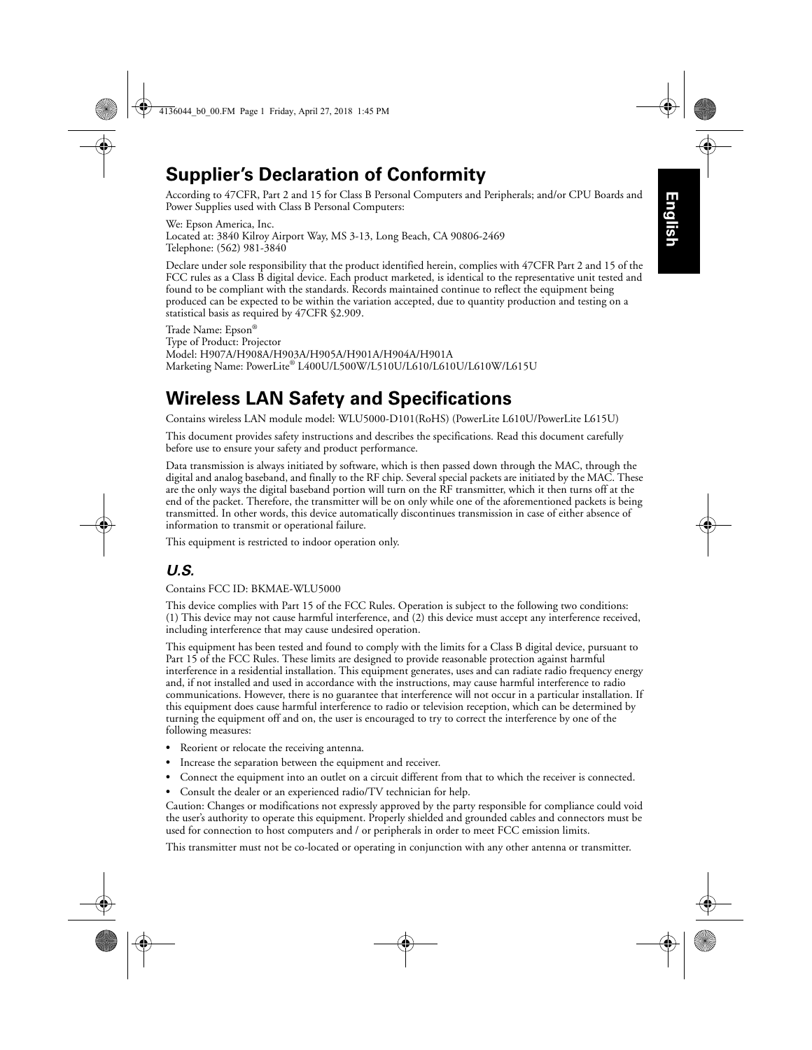# Supplier's Declaration of Conformity

According to 47CFR, Part 2 and 15 for Class B Personal Computers and Peripherals; and/or CPU Boards and Power Supplies used with Class B Personal Computers:

We: Epson America, Inc.
Located at: 3840 Kilroy Airport Way, MS 3-13, Long Beach, CA 90806-2469
Telephone: (562) 981-3840

Declare under sole responsibility that the product identified herein, complies with 47CFR Part 2 and 15 of the FCC rules as a Class B digital device. Each product marketed, is identical to the representative unit tested and found to be compliant with the standards. Records maintained continue to reflect the equipment being produced can be expected to be within the variation accepted, due to quantity production and testing on a statistical basis as required by 47CFR §2.909.

Trade Name: Epson®
Type of Product: Projector
Model: H907A/H908A/H903A/H905A/H901A/H904A/H901A
Marketing Name: PowerLite® L400U/L500W/L510U/L610/L610U/L610W/L615U

# Wireless LAN Safety and Specifications

Contains wireless LAN module model: WLU5000-D101(RoHS) (PowerLite L610U/PowerLite L615U)

This document provides safety instructions and describes the specifications. Read this document carefully before use to ensure your safety and product performance.

Data transmission is always initiated by software, which is then passed down through the MAC, through the digital and analog baseband, and finally to the RF chip. Several special packets are initiated by the MAC. These are the only ways the digital baseband portion will turn on the RF transmitter, which it then turns off at the end of the packet. Therefore, the transmitter will be on only while one of the aforementioned packets is being transmitted. In other words, this device automatically discontinues transmission in case of either absence of information to transmit or operational failure.

This equipment is restricted to indoor operation only.

## *U.S.*

Contains FCC ID: BKMAE-WLU5000

This device complies with Part 15 of the FCC Rules. Operation is subject to the following two conditions: (1) This device may not cause harmful interference, and (2) this device must accept any interference received, including interference that may cause undesired operation.

This equipment has been tested and found to comply with the limits for a Class B digital device, pursuant to Part 15 of the FCC Rules. These limits are designed to provide reasonable protection against harmful interference in a residential installation. This equipment generates, uses and can radiate radio frequency energy and, if not installed and used in accordance with the instructions, may cause harmful interference to radio communications. However, there is no guarantee that interference will not occur in a particular installation. If this equipment does cause harmful interference to radio or television reception, which can be determined by turning the equipment off and on, the user is encouraged to try to correct the interference by one of the following measures:

- Reorient or relocate the receiving antenna.
- Increase the separation between the equipment and receiver.
- Connect the equipment into an outlet on a circuit different from that to which the receiver is connected.
- Consult the dealer or an experienced radio/TV technician for help.

Caution: Changes or modifications not expressly approved by the party responsible for compliance could void the user's authority to operate this equipment. Properly shielded and grounded cables and connectors must be used for connection to host computers and / or peripherals in order to meet FCC emission limits.

This transmitter must not be co-located or operating in conjunction with any other antenna or transmitter.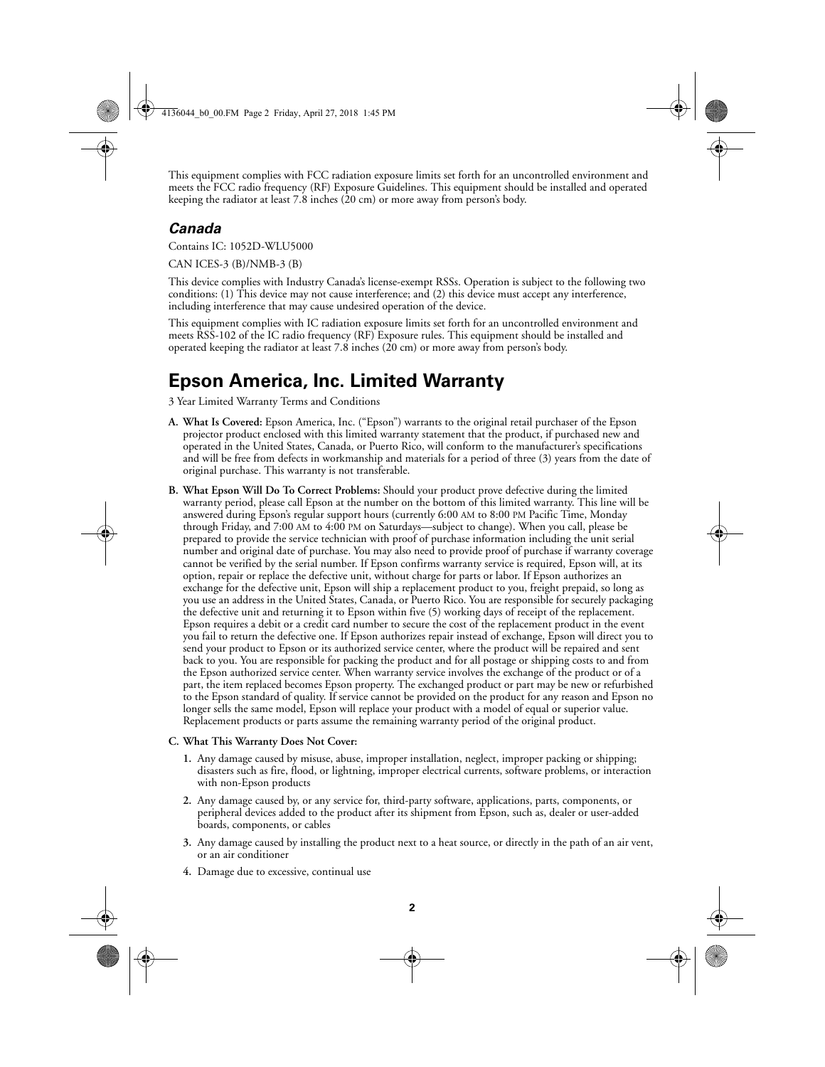This equipment complies with FCC radiation exposure limits set forth for an uncontrolled environment and meets the FCC radio frequency (RF) Exposure Guidelines. This equipment should be installed and operated keeping the radiator at least 7.8 inches (20 cm) or more away from person's body.

### *Canada*

Contains IC: 1052D-WLU5000

CAN ICES-3 (B)/NMB-3 (B)

This device complies with Industry Canada's license-exempt RSSs. Operation is subject to the following two conditions: (1) This device may not cause interference; and (2) this device must accept any interference, including interference that may cause undesired operation of the device.

This equipment complies with IC radiation exposure limits set forth for an uncontrolled environment and meets RSS-102 of the IC radio frequency (RF) Exposure rules. This equipment should be installed and operated keeping the radiator at least 7.8 inches (20 cm) or more away from person's body.

# Epson America, Inc. Limited Warranty

3 Year Limited Warranty Terms and Conditions

**A. What Is Covered:** Epson America, Inc. ("Epson") warrants to the original retail purchaser of the Epson projector product enclosed with this limited warranty statement that the product, if purchased new and operated in the United States, Canada, or Puerto Rico, will conform to the manufacturer's specifications and will be free from defects in workmanship and materials for a period of three (3) years from the date of original purchase. This warranty is not transferable.

**B. What Epson Will Do To Correct Problems:** Should your product prove defective during the limited warranty period, please call Epson at the number on the bottom of this limited warranty. This line will be answered during Epson's regular support hours (currently 6:00 AM to 8:00 PM Pacific Time, Monday through Friday, and 7:00 AM to 4:00 PM on Saturdays—subject to change). When you call, please be prepared to provide the service technician with proof of purchase information including the unit serial number and original date of purchase. You may also need to provide proof of purchase if warranty coverage cannot be verified by the serial number. If Epson confirms warranty service is required, Epson will, at its option, repair or replace the defective unit, without charge for parts or labor. If Epson authorizes an exchange for the defective unit, Epson will ship a replacement product to you, freight prepaid, so long as you use an address in the United States, Canada, or Puerto Rico. You are responsible for securely packaging the defective unit and returning it to Epson within five (5) working days of receipt of the replacement. Epson requires a debit or a credit card number to secure the cost of the replacement product in the event you fail to return the defective one. If Epson authorizes repair instead of exchange, Epson will direct you to send your product to Epson or its authorized service center, where the product will be repaired and sent back to you. You are responsible for packing the product and for all postage or shipping costs to and from the Epson authorized service center. When warranty service involves the exchange of the product or of a part, the item replaced becomes Epson property. The exchanged product or part may be new or refurbished to the Epson standard of quality. If service cannot be provided on the product for any reason and Epson no longer sells the same model, Epson will replace your product with a model of equal or superior value. Replacement products or parts assume the remaining warranty period of the original product.

**C. What This Warranty Does Not Cover:**

1. Any damage caused by misuse, abuse, improper installation, neglect, improper packing or shipping; disasters such as fire, flood, or lightning, improper electrical currents, software problems, or interaction with non-Epson products
2. Any damage caused by, or any service for, third-party software, applications, parts, components, or peripheral devices added to the product after its shipment from Epson, such as, dealer or user-added boards, components, or cables
3. Any damage caused by installing the product next to a heat source, or directly in the path of an air vent, or an air conditioner
4. Damage due to excessive, continual use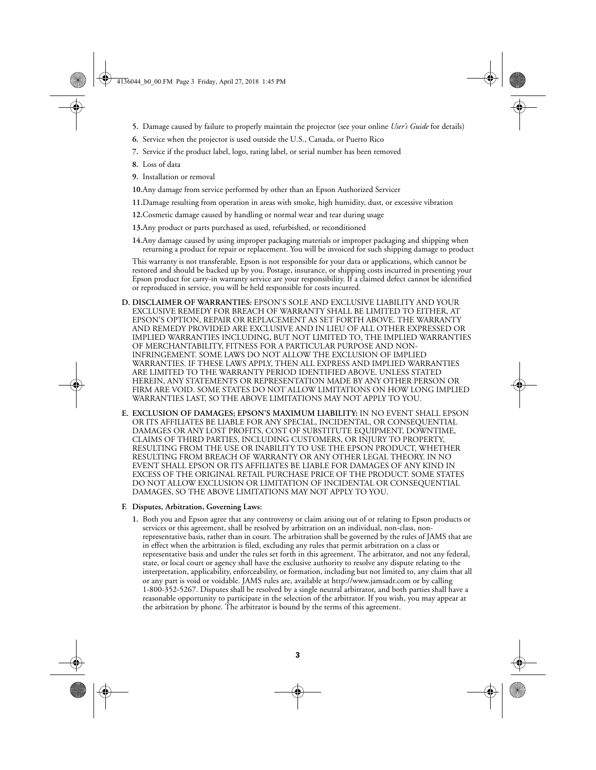5. Damage caused by failure to properly maintain the projector (see your online *User's Guide* for details)
6. Service when the projector is used outside the U.S., Canada, or Puerto Rico
7. Service if the product label, logo, rating label, or serial number has been removed
8. Loss of data
9. Installation or removal
10. Any damage from service performed by other than an Epson Authorized Servicer
11. Damage resulting from operation in areas with smoke, high humidity, dust, or excessive vibration
12. Cosmetic damage caused by handling or normal wear and tear during usage
13. Any product or parts purchased as used, refurbished, or reconditioned
14. Any damage caused by using improper packaging materials or improper packaging and shipping when returning a product for repair or replacement. You will be invoiced for such shipping damage to product

This warranty is not transferable. Epson is not responsible for your data or applications, which cannot be restored and should be backed up by you. Postage, insurance, or shipping costs incurred in presenting your Epson product for carry-in warranty service are your responsibility. If a claimed defect cannot be identified or reproduced in service, you will be held responsible for costs incurred.

**D. DISCLAIMER OF WARRANTIES:** EPSON'S SOLE AND EXCLUSIVE LIABILITY AND YOUR EXCLUSIVE REMEDY FOR BREACH OF WARRANTY SHALL BE LIMITED TO EITHER, AT EPSON'S OPTION, REPAIR OR REPLACEMENT AS SET FORTH ABOVE. THE WARRANTY AND REMEDY PROVIDED ARE EXCLUSIVE AND IN LIEU OF ALL OTHER EXPRESSED OR IMPLIED WARRANTIES INCLUDING, BUT NOT LIMITED TO, THE IMPLIED WARRANTIES OF MERCHANTABILITY, FITNESS FOR A PARTICULAR PURPOSE AND NON-INFRINGEMENT. SOME LAWS DO NOT ALLOW THE EXCLUSION OF IMPLIED WARRANTIES. IF THESE LAWS APPLY, THEN ALL EXPRESS AND IMPLIED WARRANTIES ARE LIMITED TO THE WARRANTY PERIOD IDENTIFIED ABOVE. UNLESS STATED HEREIN, ANY STATEMENTS OR REPRESENTATION MADE BY ANY OTHER PERSON OR FIRM ARE VOID. SOME STATES DO NOT ALLOW LIMITATIONS ON HOW LONG IMPLIED WARRANTIES LAST, SO THE ABOVE LIMITATIONS MAY NOT APPLY TO YOU.

**E. EXCLUSION OF DAMAGES; EPSON'S MAXIMUM LIABILITY:** IN NO EVENT SHALL EPSON OR ITS AFFILIATES BE LIABLE FOR ANY SPECIAL, INCIDENTAL, OR CONSEQUENTIAL DAMAGES OR ANY LOST PROFITS, COST OF SUBSTITUTE EQUIPMENT, DOWNTIME, CLAIMS OF THIRD PARTIES, INCLUDING CUSTOMERS, OR INJURY TO PROPERTY, RESULTING FROM THE USE OR INABILITY TO USE THE EPSON PRODUCT, WHETHER RESULTING FROM BREACH OF WARRANTY OR ANY OTHER LEGAL THEORY. IN NO EVENT SHALL EPSON OR ITS AFFILIATES BE LIABLE FOR DAMAGES OF ANY KIND IN EXCESS OF THE ORIGINAL RETAIL PURCHASE PRICE OF THE PRODUCT. SOME STATES DO NOT ALLOW EXCLUSION OR LIMITATION OF INCIDENTAL OR CONSEQUENTIAL DAMAGES, SO THE ABOVE LIMITATIONS MAY NOT APPLY TO YOU.

**F. Disputes, Arbitration, Governing Laws:**

1. Both you and Epson agree that any controversy or claim arising out of or relating to Epson products or services or this agreement, shall be resolved by arbitration on an individual, non-class, non-representative basis, rather than in court. The arbitration shall be governed by the rules of JAMS that are in effect when the arbitration is filed, excluding any rules that permit arbitration on a class or representative basis and under the rules set forth in this agreement. The arbitrator, and not any federal, state, or local court or agency shall have the exclusive authority to resolve any dispute relating to the interpretation, applicability, enforceability, or formation, including but not limited to, any claim that all or any part is void or voidable. JAMS rules are, available at http://www.jamsadr.com or by calling 1-800-352-5267. Disputes shall be resolved by a single neutral arbitrator, and both parties shall have a reasonable opportunity to participate in the selection of the arbitrator. If you wish, you may appear at the arbitration by phone. The arbitrator is bound by the terms of this agreement.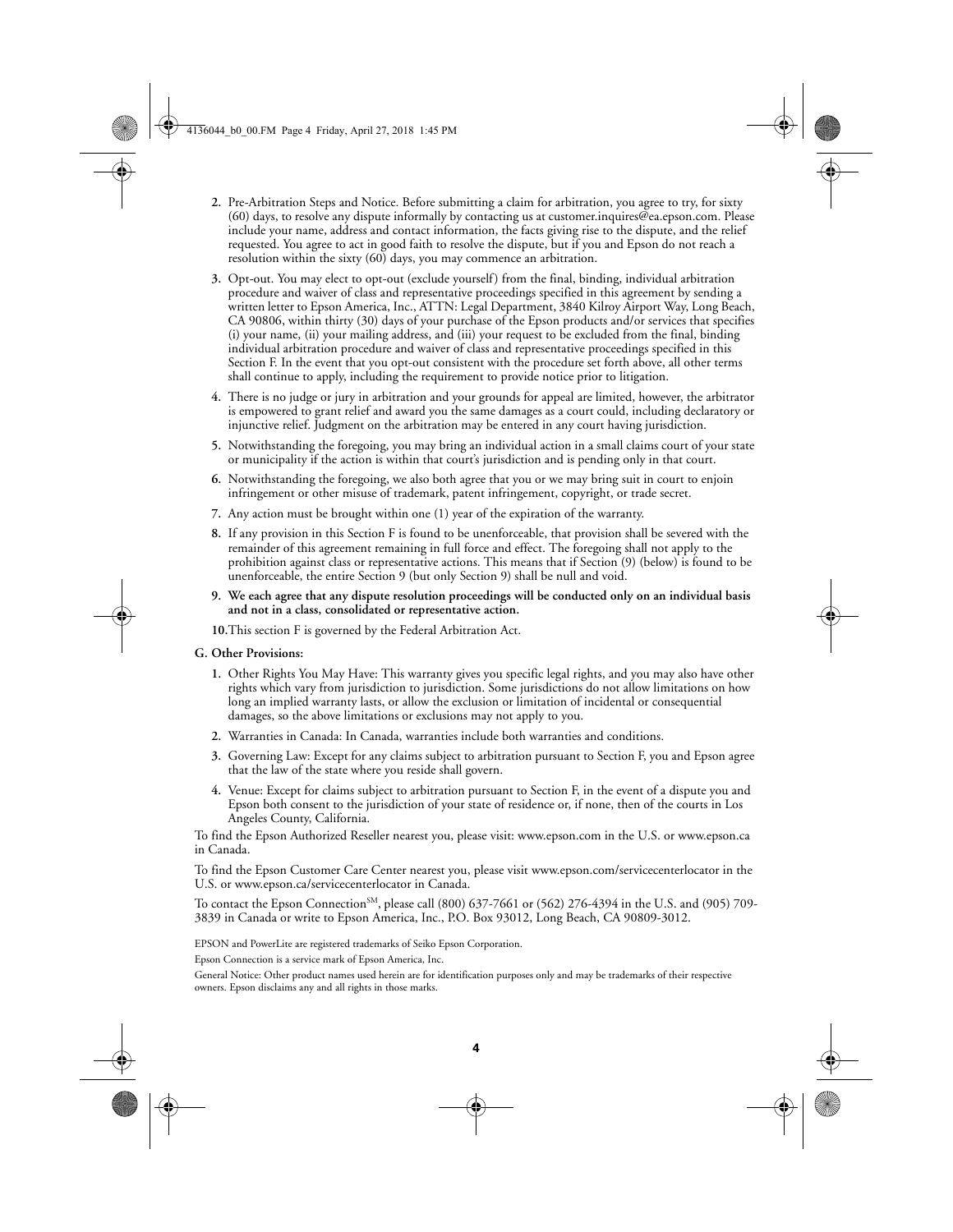2. Pre-Arbitration Steps and Notice. Before submitting a claim for arbitration, you agree to try, for sixty (60) days, to resolve any dispute informally by contacting us at customer.inquires@ea.epson.com. Please include your name, address and contact information, the facts giving rise to the dispute, and the relief requested. You agree to act in good faith to resolve the dispute, but if you and Epson do not reach a resolution within the sixty (60) days, you may commence an arbitration.

3. Opt-out. You may elect to opt-out (exclude yourself) from the final, binding, individual arbitration procedure and waiver of class and representative proceedings specified in this agreement by sending a written letter to Epson America, Inc., ATTN: Legal Department, 3840 Kilroy Airport Way, Long Beach, CA 90806, within thirty (30) days of your purchase of the Epson products and/or services that specifies (i) your name, (ii) your mailing address, and (iii) your request to be excluded from the final, binding individual arbitration procedure and waiver of class and representative proceedings specified in this Section F. In the event that you opt-out consistent with the procedure set forth above, all other terms shall continue to apply, including the requirement to provide notice prior to litigation.

4. There is no judge or jury in arbitration and your grounds for appeal are limited, however, the arbitrator is empowered to grant relief and award you the same damages as a court could, including declaratory or injunctive relief. Judgment on the arbitration may be entered in any court having jurisdiction.

5. Notwithstanding the foregoing, you may bring an individual action in a small claims court of your state or municipality if the action is within that court's jurisdiction and is pending only in that court.

6. Notwithstanding the foregoing, we also both agree that you or we may bring suit in court to enjoin infringement or other misuse of trademark, patent infringement, copyright, or trade secret.

7. Any action must be brought within one (1) year of the expiration of the warranty.

8. If any provision in this Section F is found to be unenforceable, that provision shall be severed with the remainder of this agreement remaining in full force and effect. The foregoing shall not apply to the prohibition against class or representative actions. This means that if Section (9) (below) is found to be unenforceable, the entire Section 9 (but only Section 9) shall be null and void.

9. **We each agree that any dispute resolution proceedings will be conducted only on an individual basis and not in a class, consolidated or representative action.**

10. This section F is governed by the Federal Arbitration Act.

**G. Other Provisions:**

1. Other Rights You May Have: This warranty gives you specific legal rights, and you may also have other rights which vary from jurisdiction to jurisdiction. Some jurisdictions do not allow limitations on how long an implied warranty lasts, or allow the exclusion or limitation of incidental or consequential damages, so the above limitations or exclusions may not apply to you.

2. Warranties in Canada: In Canada, warranties include both warranties and conditions.

3. Governing Law: Except for any claims subject to arbitration pursuant to Section F, you and Epson agree that the law of the state where you reside shall govern.

4. Venue: Except for claims subject to arbitration pursuant to Section F, in the event of a dispute you and Epson both consent to the jurisdiction of your state of residence or, if none, then of the courts in Los Angeles County, California.

To find the Epson Authorized Reseller nearest you, please visit: www.epson.com in the U.S. or www.epson.ca in Canada.

To find the Epson Customer Care Center nearest you, please visit www.epson.com/servicecenterlocator in the U.S. or www.epson.ca/servicecenterlocator in Canada.

To contact the Epson Connection[SM], please call (800) 637-7661 or (562) 276-4394 in the U.S. and (905) 709-3839 in Canada or write to Epson America, Inc., P.O. Box 93012, Long Beach, CA 90809-3012.

EPSON and PowerLite are registered trademarks of Seiko Epson Corporation.

Epson Connection is a service mark of Epson America, Inc.

General Notice: Other product names used herein are for identification purposes only and may be trademarks of their respective owners. Epson disclaims any and all rights in those marks.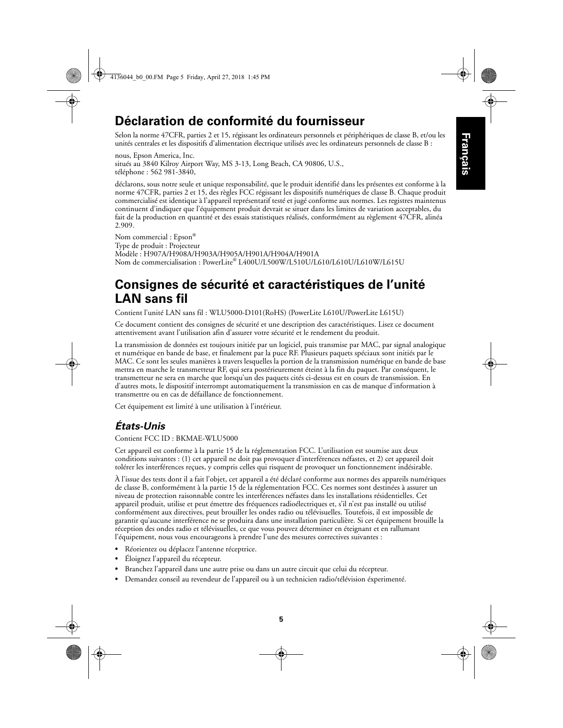# Déclaration de conformité du fournisseur

Selon la norme 47CFR, parties 2 et 15, régissant les ordinateurs personnels et périphériques de classe B, et/ou les unités centrales et les dispositifs d'alimentation électrique utilisés avec les ordinateurs personnels de classe B :

nous, Epson America, Inc.
situés au 3840 Kilroy Airport Way, MS 3-13, Long Beach, CA 90806, U.S.,
téléphone : 562 981-3840,

déclarons, sous notre seule et unique responsabilité, que le produit identifié dans les présentes est conforme à la norme 47CFR, parties 2 et 15, des règles FCC régissant les dispositifs numériques de classe B. Chaque produit commercialisé est identique à l'appareil représentatif testé et jugé conforme aux normes. Les registres maintenus continuent d'indiquer que l'équipement produit devrait se situer dans les limites de variation acceptables, du fait de la production en quantité et des essais statistiques réalisés, conformément au règlement 47CFR, alinéa 2.909.

Nom commercial : Epson®
Type de produit : Projecteur
Modèle : H907A/H908A/H903A/H905A/H901A/H904A/H901A
Nom de commercialisation : PowerLite® L400U/L500W/L510U/L610/L610U/L610W/L615U

# Consignes de sécurité et caractéristiques de l'unité LAN sans fil

Contient l'unité LAN sans fil : WLU5000-D101(RoHS) (PowerLite L610U/PowerLite L615U)

Ce document contient des consignes de sécurité et une description des caractéristiques. Lisez ce document attentivement avant l'utilisation afin d'assurer votre sécurité et le rendement du produit.

La transmission de données est toujours initiée par un logiciel, puis transmise par MAC, par signal analogique et numérique en bande de base, et finalement par la puce RF. Plusieurs paquets spéciaux sont initiés par le MAC. Ce sont les seules manières à travers lesquelles la portion de la transmission numérique en bande de base mettra en marche le transmetteur RF, qui sera postérieurement éteint à la fin du paquet. Par conséquent, le transmetteur ne sera en marche que lorsqu'un des paquets cités ci-dessus est en cours de transmission. En d'autres mots, le dispositif interrompt automatiquement la transmission en cas de manque d'information à transmettre ou en cas de défaillance de fonctionnement.

Cet équipement est limité à une utilisation à l'intérieur.

## *États-Unis*

Contient FCC ID : BKMAE-WLU5000

Cet appareil est conforme à la partie 15 de la réglementation FCC. L'utilisation est soumise aux deux conditions suivantes : (1) cet appareil ne doit pas provoquer d'interférences néfastes, et 2) cet appareil doit tolérer les interférences reçues, y compris celles qui risquent de provoquer un fonctionnement indésirable.

À l'issue des tests dont il a fait l'objet, cet appareil a été déclaré conforme aux normes des appareils numériques de classe B, conformément à la partie 15 de la réglementation FCC. Ces normes sont destinées à assurer un niveau de protection raisonnable contre les interférences néfastes dans les installations résidentielles. Cet appareil produit, utilise et peut émettre des fréquences radioélectriques et, s'il n'est pas installé ou utilisé conformément aux directives, peut brouiller les ondes radio ou télévisuelles. Toutefois, il est impossible de garantir qu'aucune interférence ne se produira dans une installation particulière. Si cet équipement brouille la réception des ondes radio et télévisuelles, ce que vous pouvez déterminer en éteignant et en rallumant l'équipement, nous vous encourageons à prendre l'une des mesures correctives suivantes :

- Réorientez ou déplacez l'antenne réceptrice.
- Éloignez l'appareil du récepteur.
- Branchez l'appareil dans une autre prise ou dans un autre circuit que celui du récepteur.
- Demandez conseil au revendeur de l'appareil ou à un technicien radio/télévision expérimenté.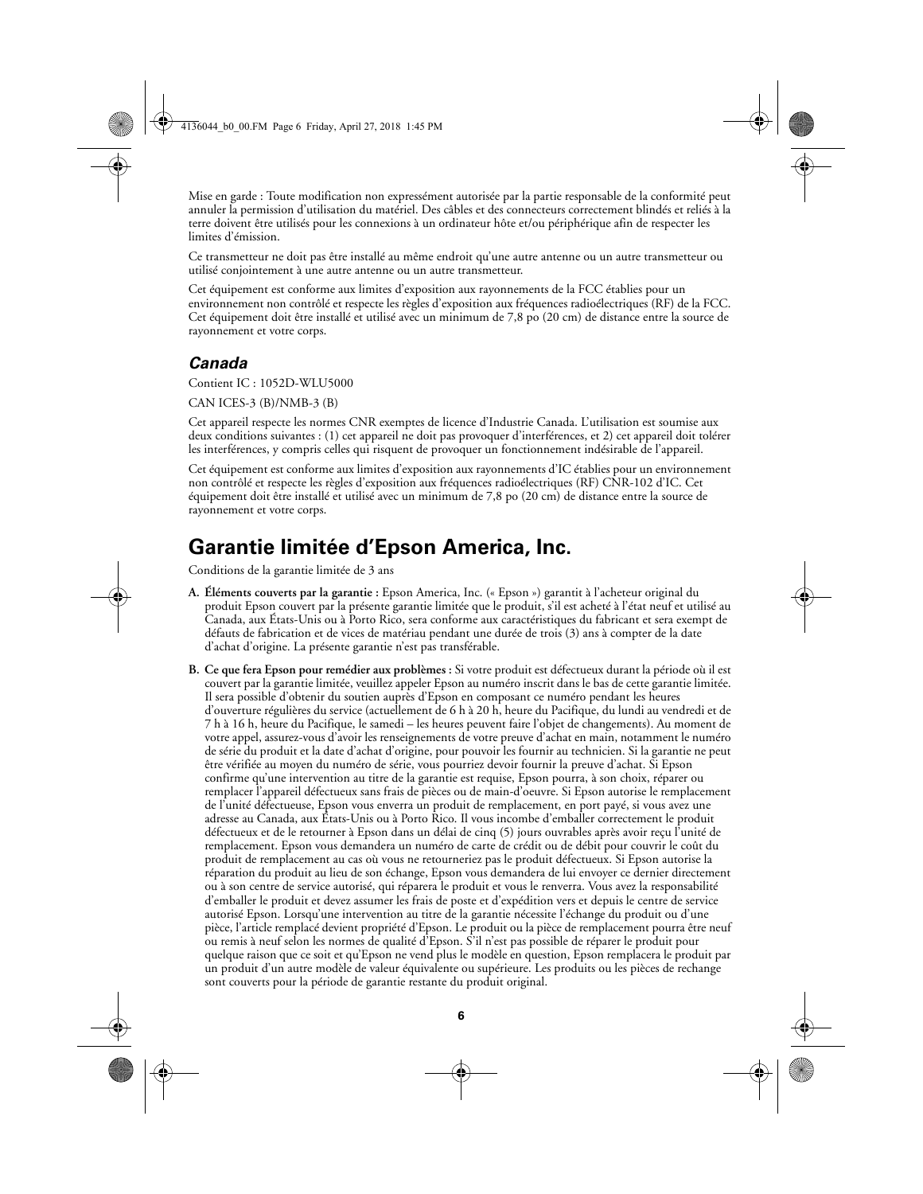Mise en garde : Toute modification non expressément autorisée par la partie responsable de la conformité peut annuler la permission d'utilisation du matériel. Des câbles et des connecteurs correctement blindés et reliés à la terre doivent être utilisés pour les connexions à un ordinateur hôte et/ou périphérique afin de respecter les limites d'émission.

Ce transmetteur ne doit pas être installé au même endroit qu'une autre antenne ou un autre transmetteur ou utilisé conjointement à une autre antenne ou un autre transmetteur.

Cet équipement est conforme aux limites d'exposition aux rayonnements de la FCC établies pour un environnement non contrôlé et respecte les règles d'exposition aux fréquences radioélectriques (RF) de la FCC. Cet équipement doit être installé et utilisé avec un minimum de 7,8 po (20 cm) de distance entre la source de rayonnement et votre corps.

### *Canada*

Contient IC : 1052D-WLU5000

CAN ICES-3 (B)/NMB-3 (B)

Cet appareil respecte les normes CNR exemptes de licence d'Industrie Canada. L'utilisation est soumise aux deux conditions suivantes : (1) cet appareil ne doit pas provoquer d'interférences, et 2) cet appareil doit tolérer les interférences, y compris celles qui risquent de provoquer un fonctionnement indésirable de l'appareil.

Cet équipement est conforme aux limites d'exposition aux rayonnements d'IC établies pour un environnement non contrôlé et respecte les règles d'exposition aux fréquences radioélectriques (RF) CNR-102 d'IC. Cet équipement doit être installé et utilisé avec un minimum de 7,8 po (20 cm) de distance entre la source de rayonnement et votre corps.

## Garantie limitée d'Epson America, Inc.

Conditions de la garantie limitée de 3 ans

**A. Éléments couverts par la garantie :** Epson America, Inc. (« Epson ») garantit à l'acheteur original du produit Epson couvert par la présente garantie limitée que le produit, s'il est acheté à l'état neuf et utilisé au Canada, aux États-Unis ou à Porto Rico, sera conforme aux caractéristiques du fabricant et sera exempt de défauts de fabrication et de vices de matériau pendant une durée de trois (3) ans à compter de la date d'achat d'origine. La présente garantie n'est pas transférable.

**B. Ce que fera Epson pour remédier aux problèmes :** Si votre produit est défectueux durant la période où il est couvert par la garantie limitée, veuillez appeler Epson au numéro inscrit dans le bas de cette garantie limitée. Il sera possible d'obtenir du soutien auprès d'Epson en composant ce numéro pendant les heures d'ouverture régulières du service (actuellement de 6 h à 20 h, heure du Pacifique, du lundi au vendredi et de 7 h à 16 h, heure du Pacifique, le samedi – les heures peuvent faire l'objet de changements). Au moment de votre appel, assurez-vous d'avoir les renseignements de votre preuve d'achat en main, notamment le numéro de série du produit et la date d'achat d'origine, pour pouvoir les fournir au technicien. Si la garantie ne peut être vérifiée au moyen du numéro de série, vous pourriez devoir fournir la preuve d'achat. Si Epson confirme qu'une intervention au titre de la garantie est requise, Epson pourra, à son choix, réparer ou remplacer l'appareil défectueux sans frais de pièces ou de main-d'oeuvre. Si Epson autorise le remplacement de l'unité défectueuse, Epson vous enverra un produit de remplacement, en port payé, si vous avez une adresse au Canada, aux États-Unis ou à Porto Rico. Il vous incombe d'emballer correctement le produit défectueux et de le retourner à Epson dans un délai de cinq (5) jours ouvrables après avoir reçu l'unité de remplacement. Epson vous demandera un numéro de carte de crédit ou de débit pour couvrir le coût du produit de remplacement au cas où vous ne retourneriez pas le produit défectueux. Si Epson autorise la réparation du produit au lieu de son échange, Epson vous demandera de lui envoyer ce dernier directement ou à son centre de service autorisé, qui réparera le produit et vous le renverra. Vous avez la responsabilité d'emballer le produit et devez assumer les frais de poste et d'expédition vers et depuis le centre de service autorisé Epson. Lorsqu'une intervention au titre de la garantie nécessite l'échange du produit ou d'une pièce, l'article remplacé devient propriété d'Epson. Le produit ou la pièce de remplacement pourra être neuf ou remis à neuf selon les normes de qualité d'Epson. S'il n'est pas possible de réparer le produit pour quelque raison que ce soit et qu'Epson ne vend plus le modèle en question, Epson remplacera le produit par un produit d'un autre modèle de valeur équivalente ou supérieure. Les produits ou les pièces de rechange sont couverts pour la période de garantie restante du produit original.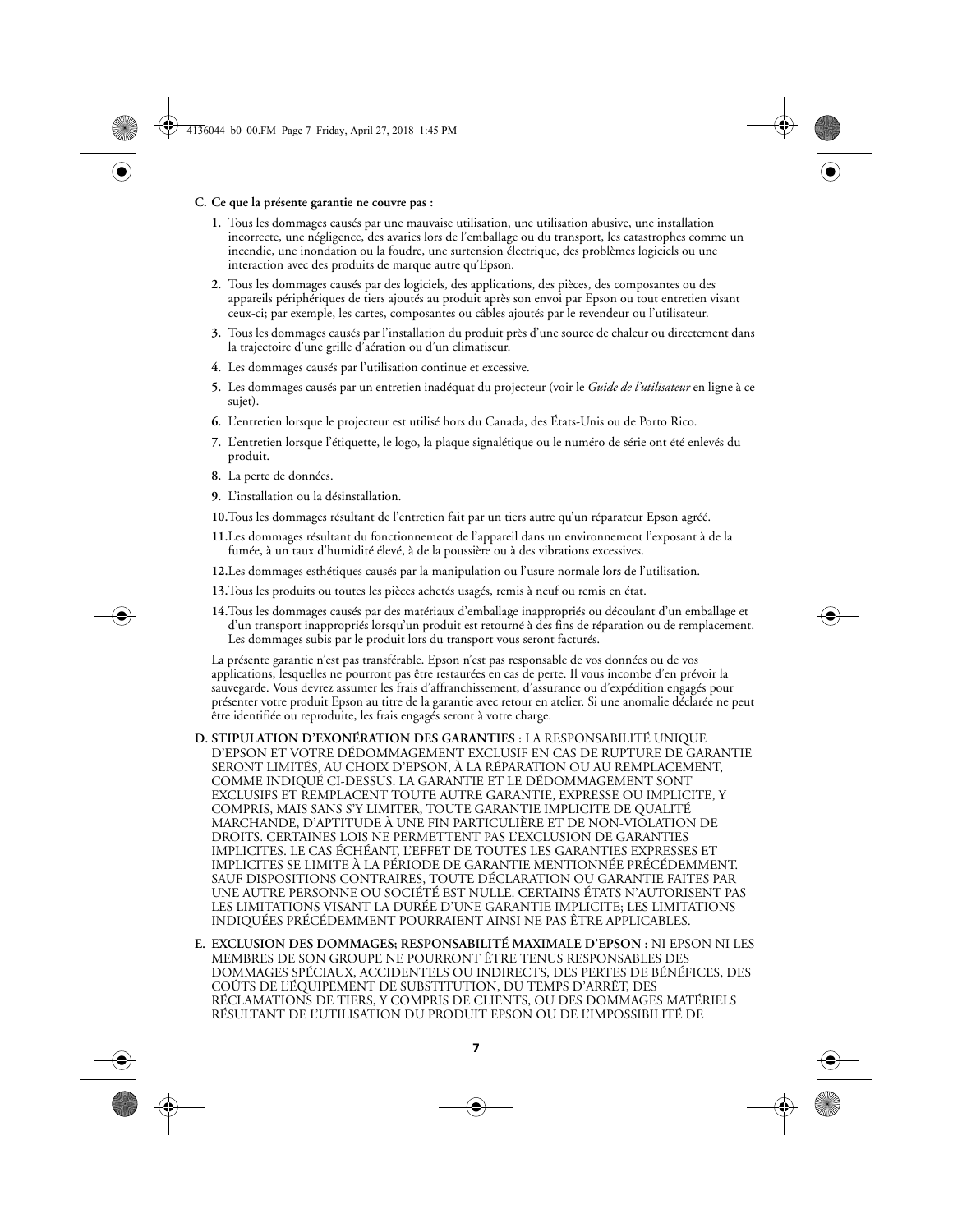**C. Ce que la présente garantie ne couvre pas :**

1. Tous les dommages causés par une mauvaise utilisation, une utilisation abusive, une installation incorrecte, une négligence, des avaries lors de l'emballage ou du transport, les catastrophes comme un incendie, une inondation ou la foudre, une surtension électrique, des problèmes logiciels ou une interaction avec des produits de marque autre qu'Epson.
2. Tous les dommages causés par des logiciels, des applications, des pièces, des composantes ou des appareils périphériques de tiers ajoutés au produit après son envoi par Epson ou tout entretien visant ceux-ci; par exemple, les cartes, composantes ou câbles ajoutés par le revendeur ou l'utilisateur.
3. Tous les dommages causés par l'installation du produit près d'une source de chaleur ou directement dans la trajectoire d'une grille d'aération ou d'un climatiseur.
4. Les dommages causés par l'utilisation continue et excessive.
5. Les dommages causés par un entretien inadéquat du projecteur (voir le *Guide de l'utilisateur* en ligne à ce sujet).
6. L'entretien lorsque le projecteur est utilisé hors du Canada, des États-Unis ou de Porto Rico.
7. L'entretien lorsque l'étiquette, le logo, la plaque signalétique ou le numéro de série ont été enlevés du produit.
8. La perte de données.
9. L'installation ou la désinstallation.
10. Tous les dommages résultant de l'entretien fait par un tiers autre qu'un réparateur Epson agréé.
11. Les dommages résultant du fonctionnement de l'appareil dans un environnement l'exposant à de la fumée, à un taux d'humidité élevé, à de la poussière ou à des vibrations excessives.
12. Les dommages esthétiques causés par la manipulation ou l'usure normale lors de l'utilisation.
13. Tous les produits ou toutes les pièces achetés usagés, remis à neuf ou remis en état.
14. Tous les dommages causés par des matériaux d'emballage inappropriés ou découlant d'un emballage et d'un transport inappropriés lorsqu'un produit est retourné à des fins de réparation ou de remplacement. Les dommages subis par le produit lors du transport vous seront facturés.

La présente garantie n'est pas transférable. Epson n'est pas responsable de vos données ou de vos applications, lesquelles ne pourront pas être restaurées en cas de perte. Il vous incombe d'en prévoir la sauvegarde. Vous devrez assumer les frais d'affranchissement, d'assurance ou d'expédition engagés pour présenter votre produit Epson au titre de la garantie avec retour en atelier. Si une anomalie déclarée ne peut être identifiée ou reproduite, les frais engagés seront à votre charge.

**D. STIPULATION D'EXONÉRATION DES GARANTIES :** LA RESPONSABILITÉ UNIQUE D'EPSON ET VOTRE DÉDOMMAGEMENT EXCLUSIF EN CAS DE RUPTURE DE GARANTIE SERONT LIMITÉS, AU CHOIX D'EPSON, À LA RÉPARATION OU AU REMPLACEMENT, COMME INDIQUÉ CI-DESSUS. LA GARANTIE ET LE DÉDOMMAGEMENT SONT EXCLUSIFS ET REMPLACENT TOUTE AUTRE GARANTIE, EXPRESSE OU IMPLICITE, Y COMPRIS, MAIS SANS S'Y LIMITER, TOUTE GARANTIE IMPLICITE DE QUALITÉ MARCHANDE, D'APTITUDE À UNE FIN PARTICULIÈRE ET DE NON-VIOLATION DE DROITS. CERTAINES LOIS NE PERMETTENT PAS L'EXCLUSION DE GARANTIES IMPLICITES. LE CAS ÉCHÉANT, L'EFFET DE TOUTES LES GARANTIES EXPRESSES ET IMPLICITES SE LIMITE À LA PÉRIODE DE GARANTIE MENTIONNÉE PRÉCÉDEMMENT. SAUF DISPOSITIONS CONTRAIRES, TOUTE DÉCLARATION OU GARANTIE FAITES PAR UNE AUTRE PERSONNE OU SOCIÉTÉ EST NULLE. CERTAINS ÉTATS N'AUTORISENT PAS LES LIMITATIONS VISANT LA DURÉE D'UNE GARANTIE IMPLICITE; LES LIMITATIONS INDIQUÉES PRÉCÉDEMMENT POURRAIENT AINSI NE PAS ÊTRE APPLICABLES.

**E. EXCLUSION DES DOMMAGES; RESPONSABILITÉ MAXIMALE D'EPSON :** NI EPSON NI LES MEMBRES DE SON GROUPE NE POURRONT ÊTRE TENUS RESPONSABLES DES DOMMAGES SPÉCIAUX, ACCIDENTELS OU INDIRECTS, DES PERTES DE BÉNÉFICES, DES COÛTS DE L'ÉQUIPEMENT DE SUBSTITUTION, DU TEMPS D'ARRÊT, DES RÉCLAMATIONS DE TIERS, Y COMPRIS DE CLIENTS, OU DES DOMMAGES MATÉRIELS RÉSULTANT DE L'UTILISATION DU PRODUIT EPSON OU DE L'IMPOSSIBILITÉ DE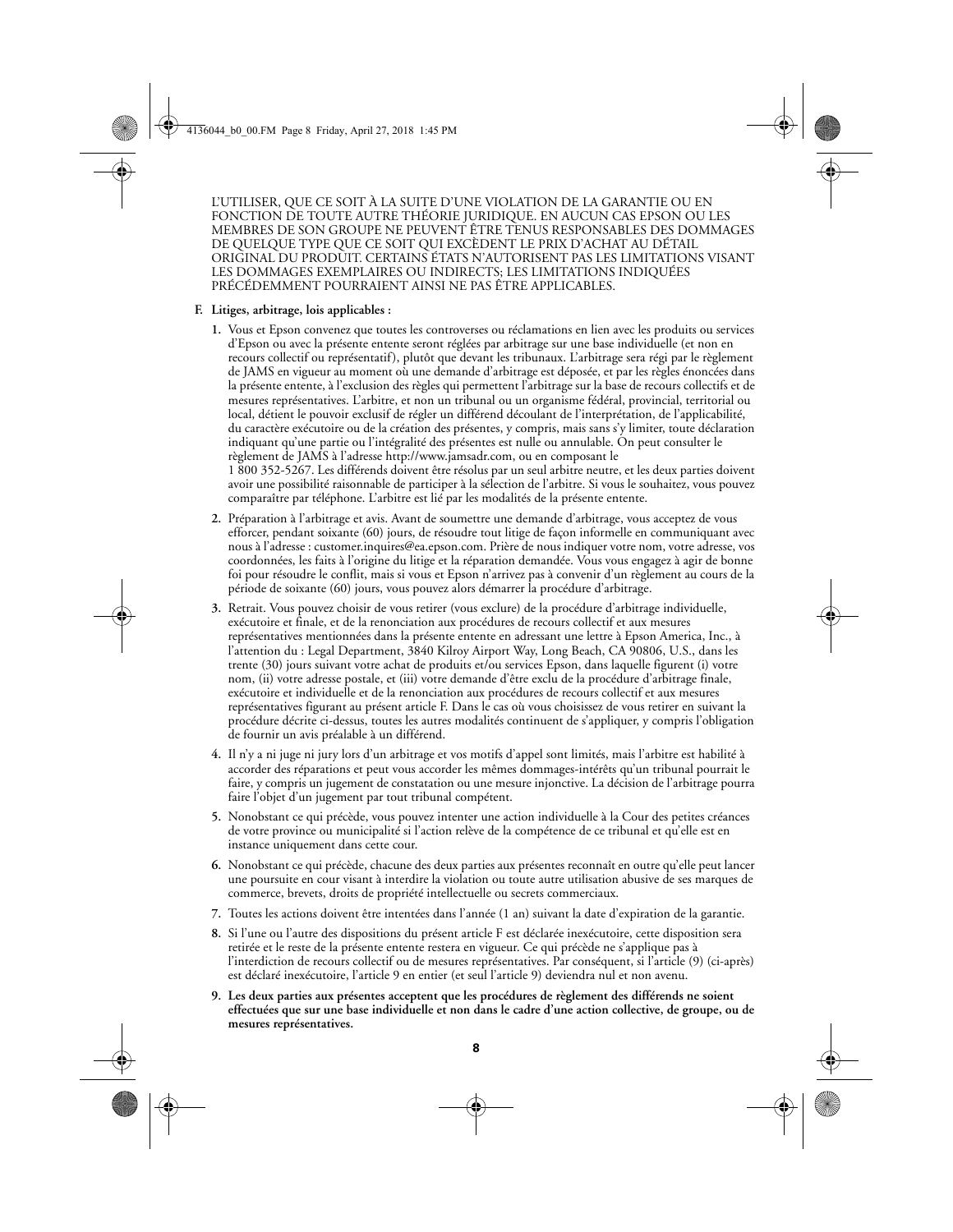L'UTILISER, QUE CE SOIT À LA SUITE D'UNE VIOLATION DE LA GARANTIE OU EN FONCTION DE TOUTE AUTRE THÉORIE JURIDIQUE. EN AUCUN CAS EPSON OU LES MEMBRES DE SON GROUPE NE PEUVENT ÊTRE TENUS RESPONSABLES DES DOMMAGES DE QUELQUE TYPE QUE CE SOIT QUI EXCÈDENT LE PRIX D'ACHAT AU DÉTAIL ORIGINAL DU PRODUIT. CERTAINS ÉTATS N'AUTORISENT PAS LES LIMITATIONS VISANT LES DOMMAGES EXEMPLAIRES OU INDIRECTS; LES LIMITATIONS INDIQUÉES PRÉCÉDEMMENT POURRAIENT AINSI NE PAS ÊTRE APPLICABLES.

**F. Litiges, arbitrage, lois applicables :**

1. Vous et Epson convenez que toutes les controverses ou réclamations en lien avec les produits ou services d'Epson ou avec la présente entente seront réglées par arbitrage sur une base individuelle (et non en recours collectif ou représentatif), plutôt que devant les tribunaux. L'arbitrage sera régi par le règlement de JAMS en vigueur au moment où une demande d'arbitrage est déposée, et par les règles énoncées dans la présente entente, à l'exclusion des règles qui permettent l'arbitrage sur la base de recours collectifs et de mesures représentatives. L'arbitre, et non un tribunal ou un organisme fédéral, provincial, territorial ou local, détient le pouvoir exclusif de régler un différend découlant de l'interprétation, de l'applicabilité, du caractère exécutoire ou de la création des présentes, y compris, mais sans s'y limiter, toute déclaration indiquant qu'une partie ou l'intégralité des présentes est nulle ou annulable. On peut consulter le règlement de JAMS à l'adresse http://www.jamsadr.com, ou en composant le 1 800 352-5267. Les différends doivent être résolus par un seul arbitre neutre, et les deux parties doivent avoir une possibilité raisonnable de participer à la sélection de l'arbitre. Si vous le souhaitez, vous pouvez comparaître par téléphone. L'arbitre est lié par les modalités de la présente entente.
2. Préparation à l'arbitrage et avis. Avant de soumettre une demande d'arbitrage, vous acceptez de vous efforcer, pendant soixante (60) jours, de résoudre tout litige de façon informelle en communiquant avec nous à l'adresse : customer.inquires@ea.epson.com. Prière de nous indiquer votre nom, votre adresse, vos coordonnées, les faits à l'origine du litige et la réparation demandée. Vous vous engagez à agir de bonne foi pour résoudre le conflit, mais si vous et Epson n'arrivez pas à convenir d'un règlement au cours de la période de soixante (60) jours, vous pouvez alors démarrer la procédure d'arbitrage.
3. Retrait. Vous pouvez choisir de vous retirer (vous exclure) de la procédure d'arbitrage individuelle, exécutoire et finale, et de la renonciation aux procédures de recours collectif et aux mesures représentatives mentionnées dans la présente entente en adressant une lettre à Epson America, Inc., à l'attention du : Legal Department, 3840 Kilroy Airport Way, Long Beach, CA 90806, U.S., dans les trente (30) jours suivant votre achat de produits et/ou services Epson, dans laquelle figurent (i) votre nom, (ii) votre adresse postale, et (iii) votre demande d'être exclu de la procédure d'arbitrage finale, exécutoire et individuelle et de la renonciation aux procédures de recours collectif et aux mesures représentatives figurant au présent article F. Dans le cas où vous choisissez de vous retirer en suivant la procédure décrite ci-dessus, toutes les autres modalités continuent de s'appliquer, y compris l'obligation de fournir un avis préalable à un différend.
4. Il n'y a ni juge ni jury lors d'un arbitrage et vos motifs d'appel sont limités, mais l'arbitre est habilité à accorder des réparations et peut vous accorder les mêmes dommages-intérêts qu'un tribunal pourrait le faire, y compris un jugement de constatation ou une mesure injonctive. La décision de l'arbitrage pourra faire l'objet d'un jugement par tout tribunal compétent.
5. Nonobstant ce qui précède, vous pouvez intenter une action individuelle à la Cour des petites créances de votre province ou municipalité si l'action relève de la compétence de ce tribunal et qu'elle est en instance uniquement dans cette cour.
6. Nonobstant ce qui précède, chacune des deux parties aux présentes reconnaît en outre qu'elle peut lancer une poursuite en cour visant à interdire la violation ou toute autre utilisation abusive de ses marques de commerce, brevets, droits de propriété intellectuelle ou secrets commerciaux.
7. Toutes les actions doivent être intentées dans l'année (1 an) suivant la date d'expiration de la garantie.
8. Si l'une ou l'autre des dispositions du présent article F est déclarée inexécutoire, cette disposition sera retirée et le reste de la présente entente restera en vigueur. Ce qui précède ne s'applique pas à l'interdiction de recours collectif ou de mesures représentatives. Par conséquent, si l'article (9) (ci-après) est déclaré inexécutoire, l'article 9 en entier (et seul l'article 9) deviendra nul et non avenu.
9. **Les deux parties aux présentes acceptent que les procédures de règlement des différends ne soient effectuées que sur une base individuelle et non dans le cadre d'une action collective, de groupe, ou de mesures représentatives.**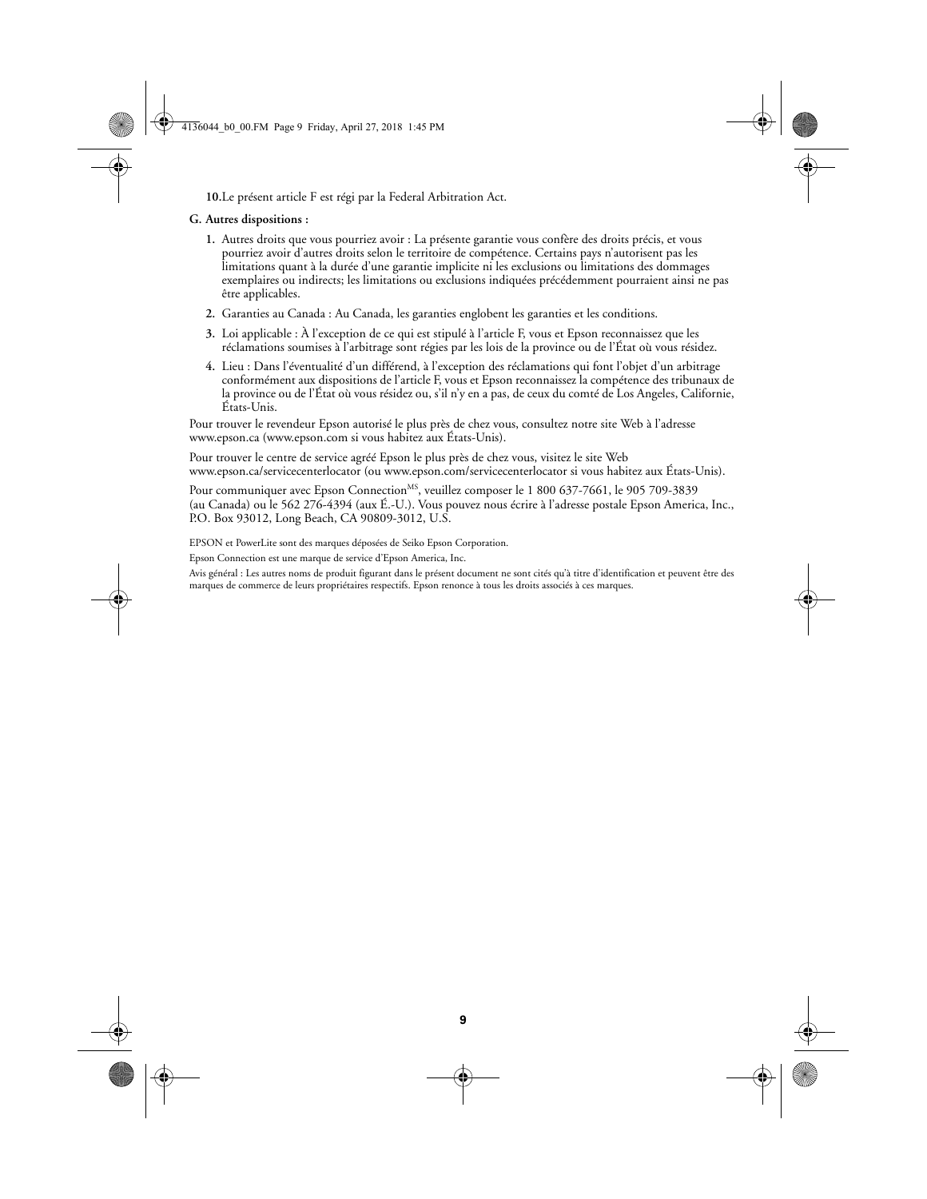**10.** Le présent article F est régi par la Federal Arbitration Act.

**G. Autres dispositions :**

1. Autres droits que vous pourriez avoir : La présente garantie vous confère des droits précis, et vous pourriez avoir d'autres droits selon le territoire de compétence. Certains pays n'autorisent pas les limitations quant à la durée d'une garantie implicite ni les exclusions ou limitations des dommages exemplaires ou indirects; les limitations ou exclusions indiquées précédemment pourraient ainsi ne pas être applicables.
2. Garanties au Canada : Au Canada, les garanties englobent les garanties et les conditions.
3. Loi applicable : À l'exception de ce qui est stipulé à l'article F, vous et Epson reconnaissez que les réclamations soumises à l'arbitrage sont régies par les lois de la province ou de l'État où vous résidez.
4. Lieu : Dans l'éventualité d'un différend, à l'exception des réclamations qui font l'objet d'un arbitrage conformément aux dispositions de l'article F, vous et Epson reconnaissez la compétence des tribunaux de la province ou de l'État où vous résidez ou, s'il n'y en a pas, de ceux du comté de Los Angeles, Californie, États-Unis.

Pour trouver le revendeur Epson autorisé le plus près de chez vous, consultez notre site Web à l'adresse www.epson.ca (www.epson.com si vous habitez aux États-Unis).

Pour trouver le centre de service agréé Epson le plus près de chez vous, visitez le site Web www.epson.ca/servicecenterlocator (ou www.epson.com/servicecenterlocator si vous habitez aux États-Unis).

Pour communiquer avec Epson Connection[MS], veuillez composer le 1 800 637-7661, le 905 709-3839 (au Canada) ou le 562 276-4394 (aux É.-U.). Vous pouvez nous écrire à l'adresse postale Epson America, Inc., P.O. Box 93012, Long Beach, CA 90809-3012, U.S.

EPSON et PowerLite sont des marques déposées de Seiko Epson Corporation.

Epson Connection est une marque de service d'Epson America, Inc.

Avis général : Les autres noms de produit figurant dans le présent document ne sont cités qu'à titre d'identification et peuvent être des marques de commerce de leurs propriétaires respectifs. Epson renonce à tous les droits associés à ces marques.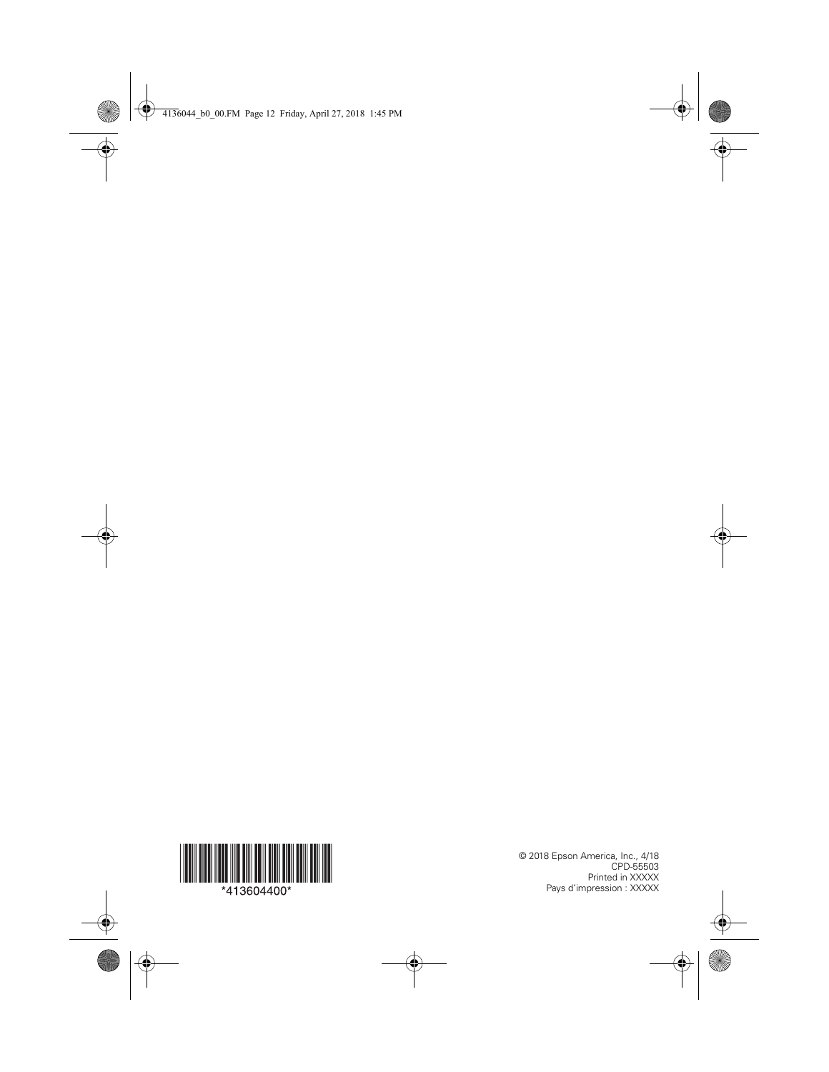*413604400*

© 2018 Epson America, Inc., 4/18
CPD-55503
Printed in XXXXX
Pays d'impression : XXXXX